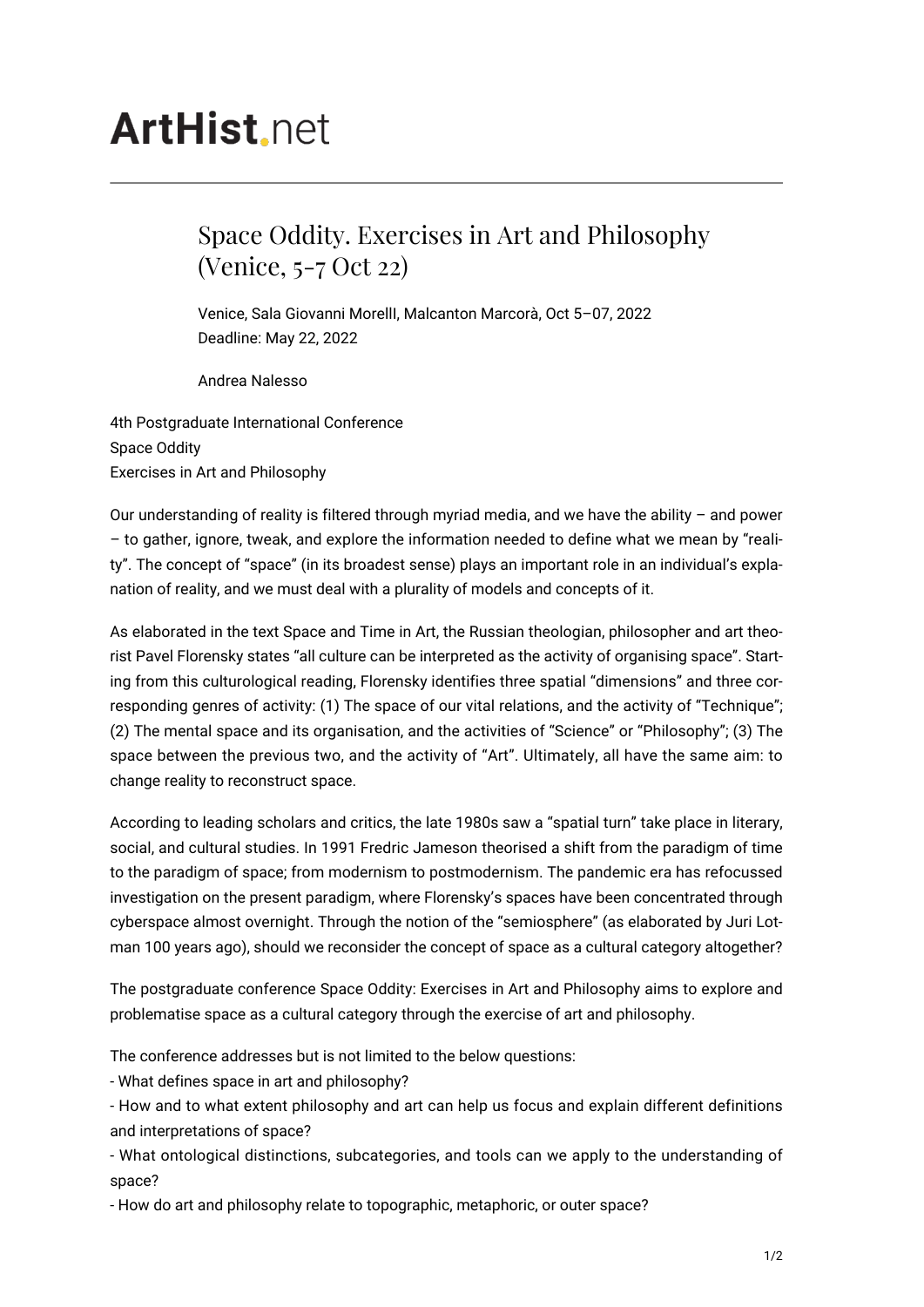# Space Oddity. Exercises in Art and Philosophy (Venice, 5-7 Oct 22)

Venice, Sala Giovanni Morelll, Malcanton Marcorà, Oct 5–07, 2022
Deadline: May 22, 2022

Andrea Nalesso

4th Postgraduate International Conference
Space Oddity
Exercises in Art and Philosophy

Our understanding of reality is filtered through myriad media, and we have the ability – and power – to gather, ignore, tweak, and explore the information needed to define what we mean by "reality". The concept of "space" (in its broadest sense) plays an important role in an individual's explanation of reality, and we must deal with a plurality of models and concepts of it.

As elaborated in the text Space and Time in Art, the Russian theologian, philosopher and art theorist Pavel Florensky states "all culture can be interpreted as the activity of organising space". Starting from this culturological reading, Florensky identifies three spatial "dimensions" and three corresponding genres of activity: (1) The space of our vital relations, and the activity of "Technique"; (2) The mental space and its organisation, and the activities of "Science" or "Philosophy"; (3) The space between the previous two, and the activity of "Art". Ultimately, all have the same aim: to change reality to reconstruct space.

According to leading scholars and critics, the late 1980s saw a "spatial turn" take place in literary, social, and cultural studies. In 1991 Fredric Jameson theorised a shift from the paradigm of time to the paradigm of space; from modernism to postmodernism. The pandemic era has refocussed investigation on the present paradigm, where Florensky's spaces have been concentrated through cyberspace almost overnight. Through the notion of the "semiosphere" (as elaborated by Juri Lotman 100 years ago), should we reconsider the concept of space as a cultural category altogether?

The postgraduate conference Space Oddity: Exercises in Art and Philosophy aims to explore and problematise space as a cultural category through the exercise of art and philosophy.

The conference addresses but is not limited to the below questions:

- What defines space in art and philosophy?
- How and to what extent philosophy and art can help us focus and explain different definitions and interpretations of space?
- What ontological distinctions, subcategories, and tools can we apply to the understanding of space?
- How do art and philosophy relate to topographic, metaphoric, or outer space?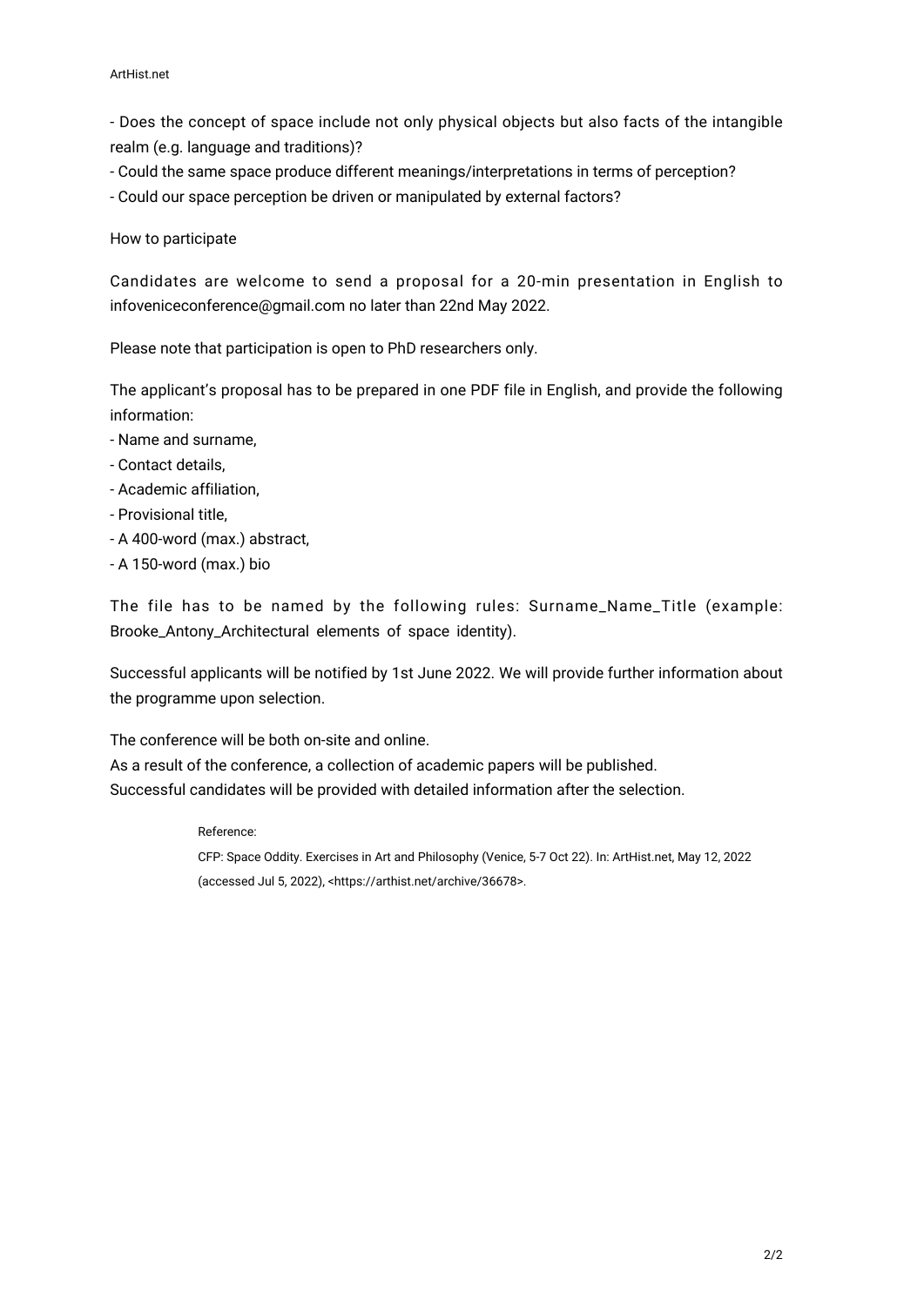- Does the concept of space include not only physical objects but also facts of the intangible realm (e.g. language and traditions)?
- Could the same space produce different meanings/interpretations in terms of perception?
- Could our space perception be driven or manipulated by external factors?

How to participate

Candidates are welcome to send a proposal for a 20-min presentation in English to infoveniceconference@gmail.com no later than 22nd May 2022.

Please note that participation is open to PhD researchers only.

The applicant's proposal has to be prepared in one PDF file in English, and provide the following information:
- Name and surname,
- Contact details,
- Academic affiliation,
- Provisional title,
- A 400-word (max.) abstract,
- A 150-word (max.) bio

The file has to be named by the following rules: Surname_Name_Title (example: Brooke_Antony_Architectural elements of space identity).

Successful applicants will be notified by 1st June 2022. We will provide further information about the programme upon selection.

The conference will be both on-site and online.
As a result of the conference, a collection of academic papers will be published.
Successful candidates will be provided with detailed information after the selection.

Reference:
CFP: Space Oddity. Exercises in Art and Philosophy (Venice, 5-7 Oct 22). In: ArtHist.net, May 12, 2022 (accessed Jul 5, 2022), <https://arthist.net/archive/36678>.